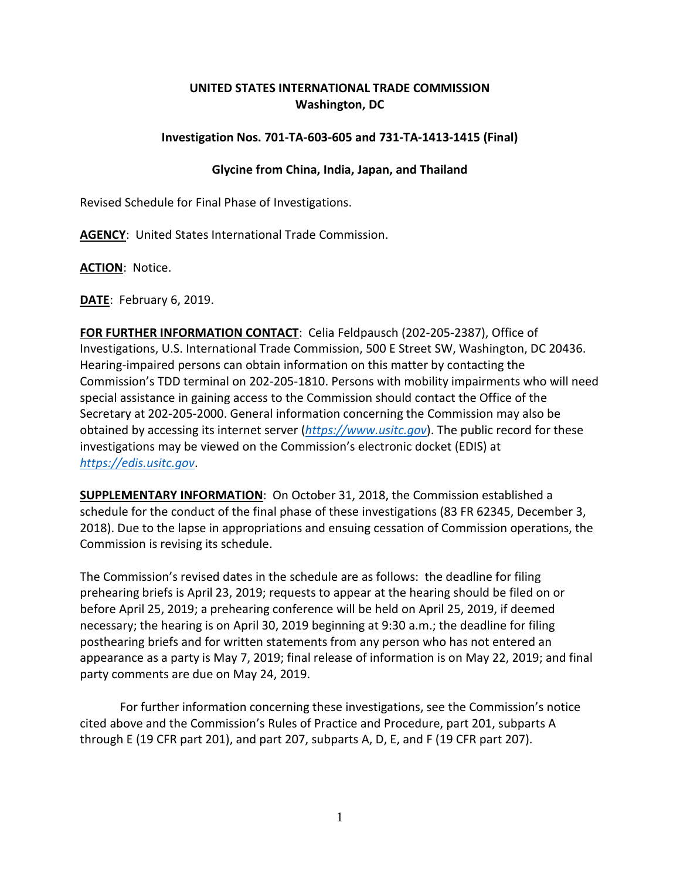**UNITED STATES INTERNATIONAL TRADE COMMISSION**
**Washington, DC**

**Investigation Nos. 701-TA-603-605 and 731-TA-1413-1415 (Final)**

**Glycine from China, India, Japan, and Thailand**

Revised Schedule for Final Phase of Investigations.

**AGENCY**: United States International Trade Commission.

**ACTION**: Notice.

**DATE**: February 6, 2019.

**FOR FURTHER INFORMATION CONTACT**: Celia Feldpausch (202-205-2387), Office of Investigations, U.S. International Trade Commission, 500 E Street SW, Washington, DC 20436. Hearing-impaired persons can obtain information on this matter by contacting the Commission's TDD terminal on 202-205-1810. Persons with mobility impairments who will need special assistance in gaining access to the Commission should contact the Office of the Secretary at 202-205-2000. General information concerning the Commission may also be obtained by accessing its internet server (*https://www.usitc.gov*). The public record for these investigations may be viewed on the Commission's electronic docket (EDIS) at *https://edis.usitc.gov*.

**SUPPLEMENTARY INFORMATION**: On October 31, 2018, the Commission established a schedule for the conduct of the final phase of these investigations (83 FR 62345, December 3, 2018). Due to the lapse in appropriations and ensuing cessation of Commission operations, the Commission is revising its schedule.

The Commission's revised dates in the schedule are as follows: the deadline for filing prehearing briefs is April 23, 2019; requests to appear at the hearing should be filed on or before April 25, 2019; a prehearing conference will be held on April 25, 2019, if deemed necessary; the hearing is on April 30, 2019 beginning at 9:30 a.m.; the deadline for filing posthearing briefs and for written statements from any person who has not entered an appearance as a party is May 7, 2019; final release of information is on May 22, 2019; and final party comments are due on May 24, 2019.

For further information concerning these investigations, see the Commission's notice cited above and the Commission's Rules of Practice and Procedure, part 201, subparts A through E (19 CFR part 201), and part 207, subparts A, D, E, and F (19 CFR part 207).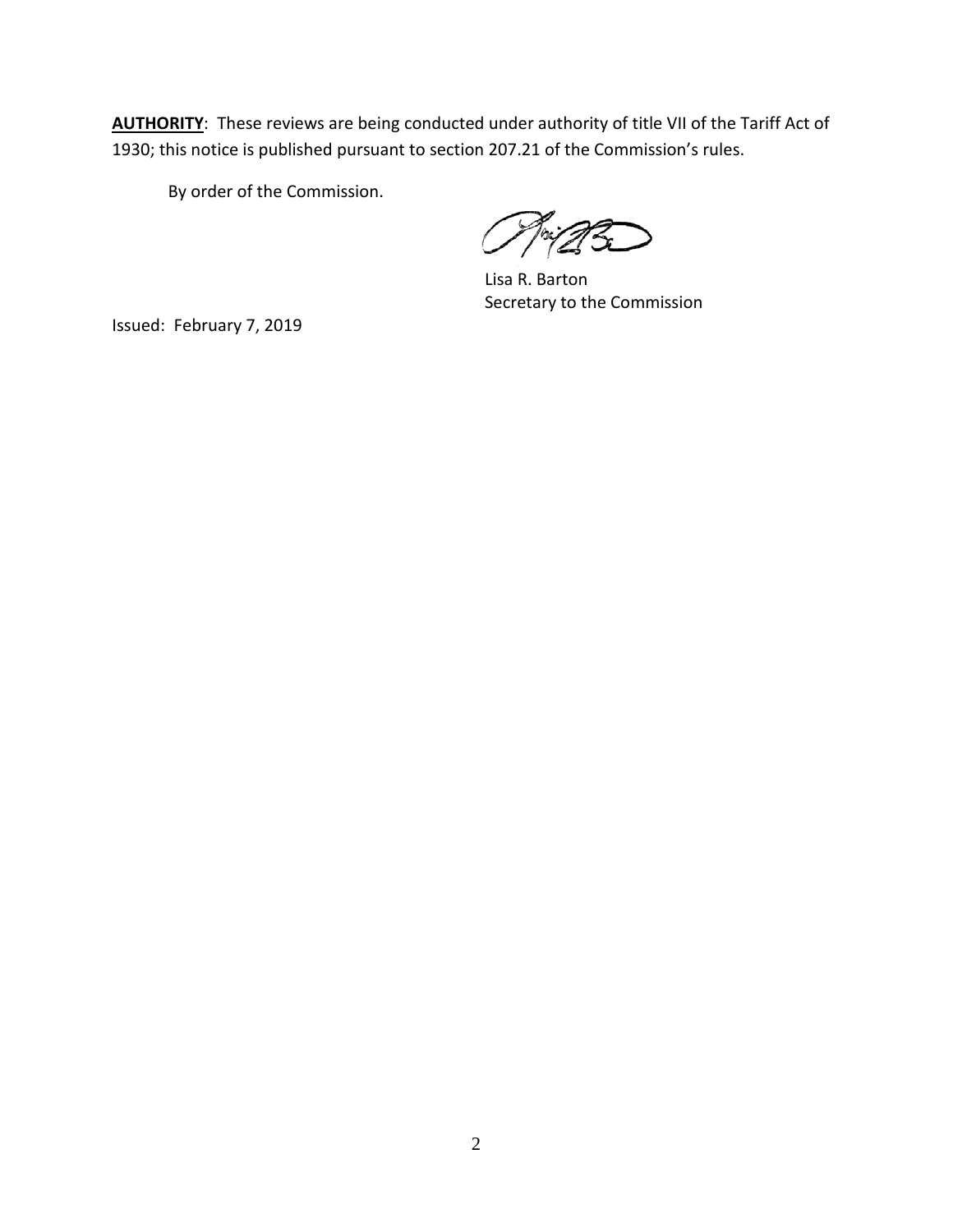**AUTHORITY**: These reviews are being conducted under authority of title VII of the Tariff Act of 1930; this notice is published pursuant to section 207.21 of the Commission's rules.

By order of the Commission.

Lisa R. Barton
Secretary to the Commission

Issued: February 7, 2019